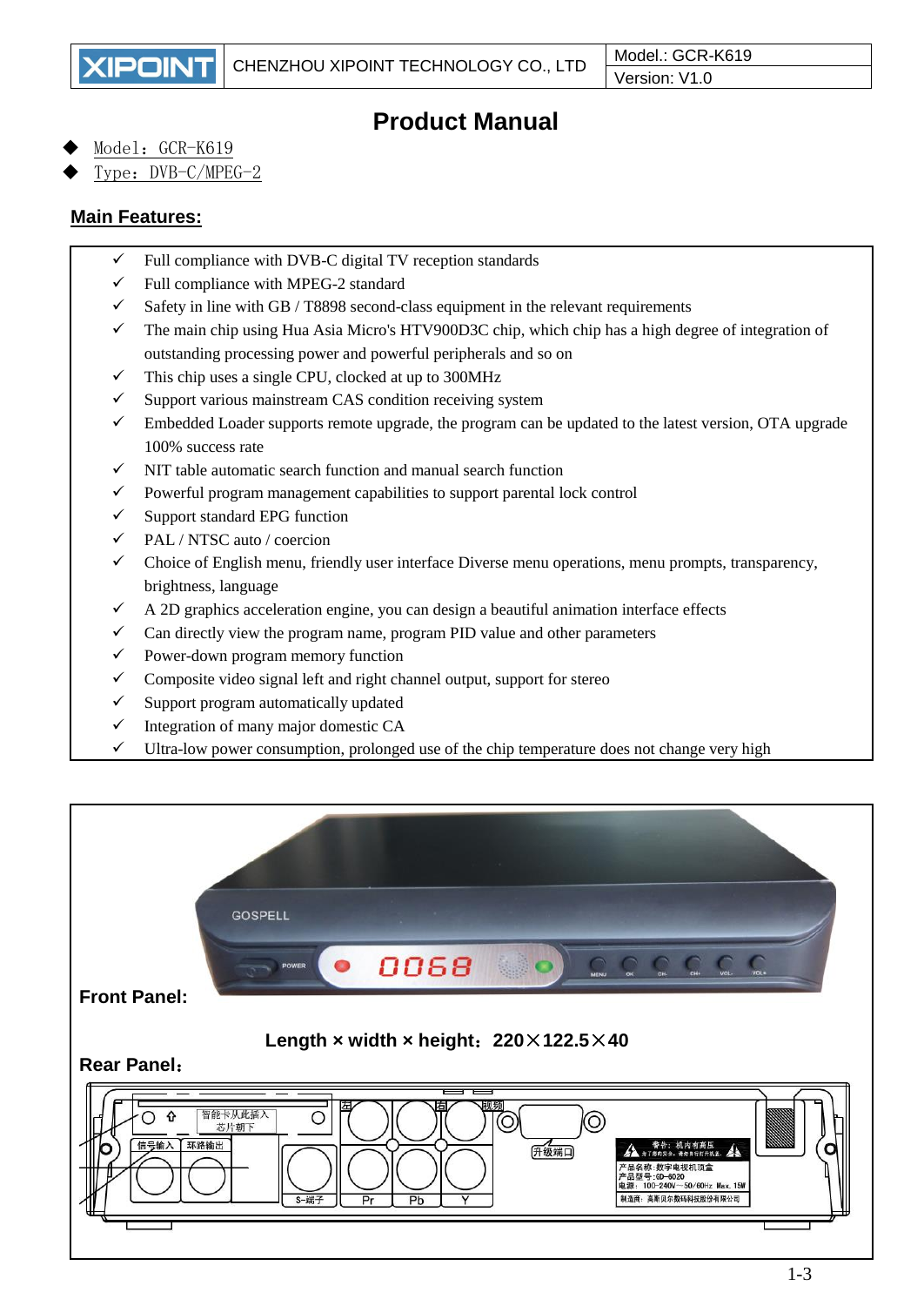| XIPOINT | CHENZHOU XIPOINT TECHNOLOGY CO., LTD | Model.: GCR-K619<br>Version: V1.0 |
|---|---|---|

# Product Manual

- Model：GCR-K619
- Type：DVB-C/MPEG-2

## Main Features:

- ✓ Full compliance with DVB-C digital TV reception standards
- ✓ Full compliance with MPEG-2 standard
- ✓ Safety in line with GB / T8898 second-class equipment in the relevant requirements
- ✓ The main chip using Hua Asia Micro's HTV900D3C chip, which chip has a high degree of integration of outstanding processing power and powerful peripherals and so on
- ✓ This chip uses a single CPU, clocked at up to 300MHz
- ✓ Support various mainstream CAS condition receiving system
- ✓ Embedded Loader supports remote upgrade, the program can be updated to the latest version, OTA upgrade 100% success rate
- ✓ NIT table automatic search function and manual search function
- ✓ Powerful program management capabilities to support parental lock control
- ✓ Support standard EPG function
- ✓ PAL / NTSC auto / coercion
- ✓ Choice of English menu, friendly user interface Diverse menu operations, menu prompts, transparency, brightness, language
- ✓ A 2D graphics acceleration engine, you can design a beautiful animation interface effects
- ✓ Can directly view the program name, program PID value and other parameters
- ✓ Power-down program memory function
- ✓ Composite video signal left and right channel output, support for stereo
- ✓ Support program automatically updated
- ✓ Integration of many major domestic CA
- ✓ Ultra-low power consumption, prolonged use of the chip temperature does not change very high

**Front Panel:**

**Length × width × height：220×122.5×40**

**Rear Panel：**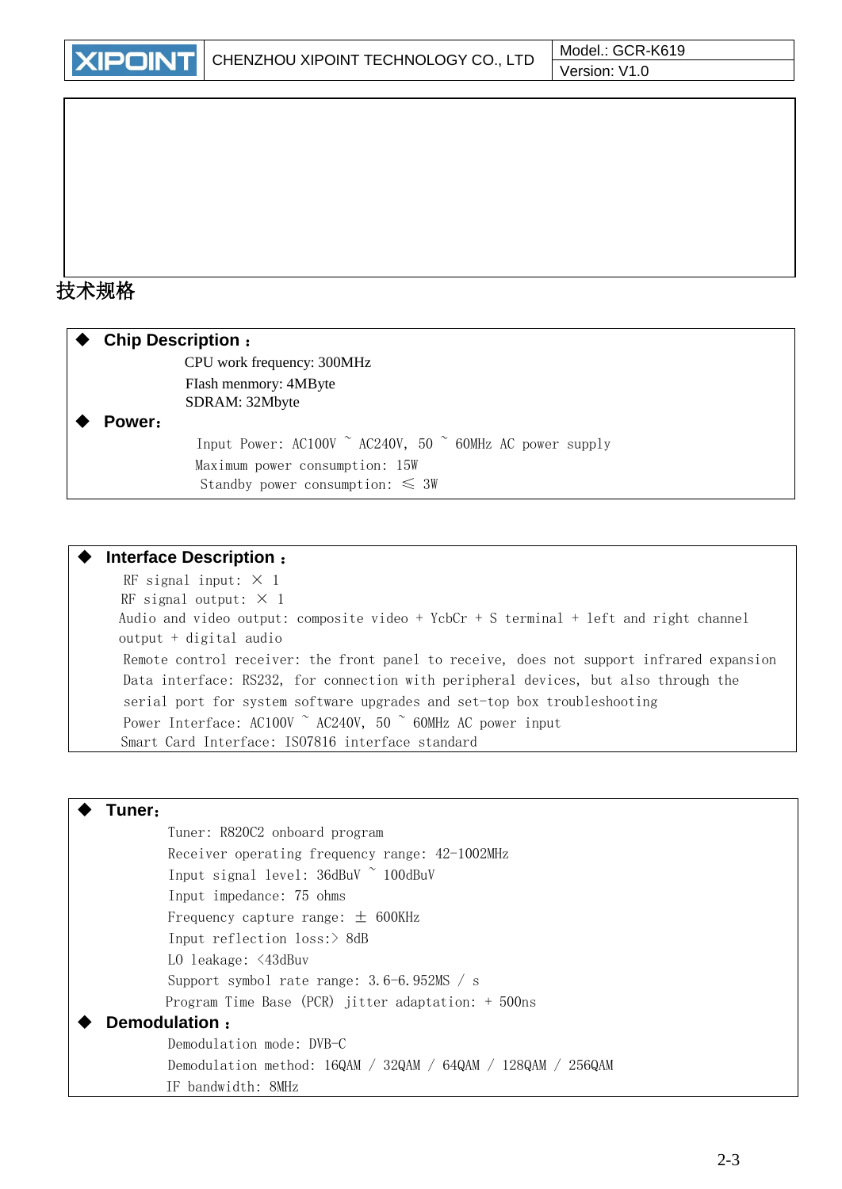# 技术规格

- **Chip Description：**

  CPU work frequency: 300MHz

  FIash menmory: 4MByte

  SDRAM: 32Mbyte

- **Power：**

  Input Power: AC100V ~ AC240V, 50 ~ 60MHz AC power supply

  Maximum power consumption: 15W

  Standby power consumption: ≤ 3W

- **Interface Description：**

  RF signal input: × 1

  RF signal output: × 1

  Audio and video output: composite video + YcbCr + S terminal + left and right channel output + digital audio

  Remote control receiver: the front panel to receive, does not support infrared expansion

  Data interface: RS232, for connection with peripheral devices, but also through the serial port for system software upgrades and set-top box troubleshooting

  Power Interface: AC100V ~ AC240V, 50 ~ 60MHz AC power input

  Smart Card Interface: ISO7816 interface standard

- **Tuner：**

  Tuner: R820C2 onboard program

  Receiver operating frequency range: 42-1002MHz

  Input signal level: 36dBuV ~ 100dBuV

  Input impedance: 75 ohms

  Frequency capture range: ± 600KHz

  Input reflection loss:> 8dB

  LO leakage: <43dBuv

  Support symbol rate range: 3.6-6.952MS / s

  Program Time Base (PCR) jitter adaptation: + 500ns

- **Demodulation：**

  Demodulation mode: DVB-C

  Demodulation method: 16QAM / 32QAM / 64QAM / 128QAM / 256QAM

  IF bandwidth: 8MHz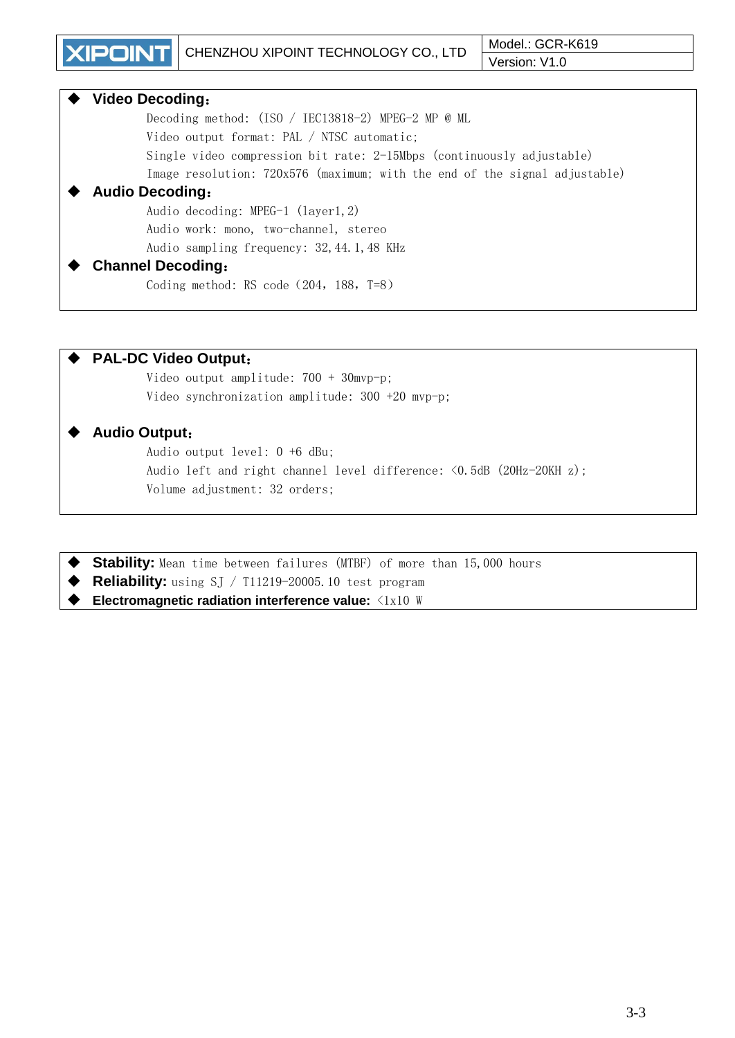- **Video Decoding:**
  - Decoding method: (ISO / IEC13818-2) MPEG-2 MP @ ML
  - Video output format: PAL / NTSC automatic;
  - Single video compression bit rate: 2-15Mbps (continuously adjustable)
  - Image resolution: 720x576 (maximum; with the end of the signal adjustable)
- **Audio Decoding:**
  - Audio decoding: MPEG-1 (layer1,2)
  - Audio work: mono, two-channel, stereo
  - Audio sampling frequency: 32,44.1,48 KHz
- **Channel Decoding:**
  - Coding method: RS code (204, 188, T=8)

- **PAL-DC Video Output:**
  - Video output amplitude: 700 + 30mvp-p;
  - Video synchronization amplitude: 300 +20 mvp-p;
- **Audio Output:**
  - Audio output level: 0 +6 dBu;
  - Audio left and right channel level difference: <0.5dB (20Hz-20KH z);
  - Volume adjustment: 32 orders;

- **Stability:** Mean time between failures (MTBF) of more than 15,000 hours
- **Reliability:** using SJ / T11219-20005.10 test program
- **Electromagnetic radiation interference value:** <1x10 W